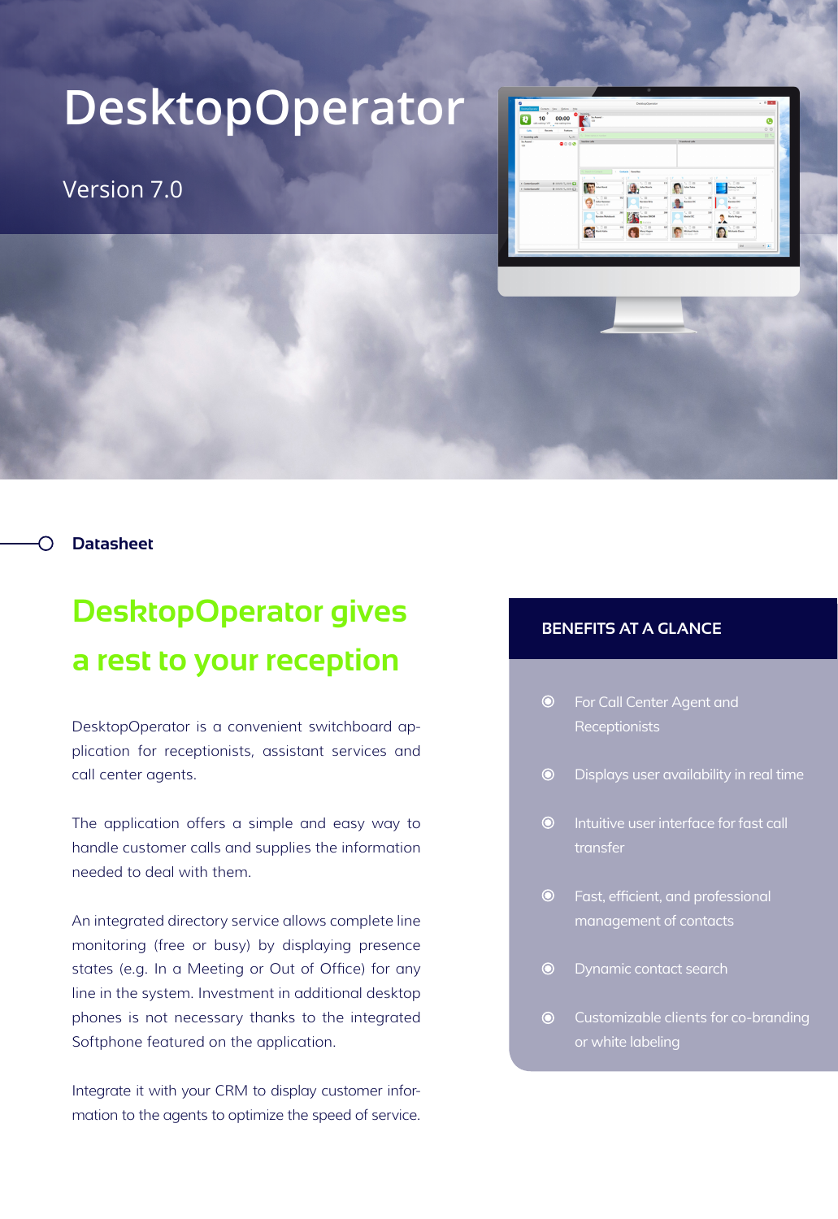# DesktopOperator

Version 7.0

Datasheet

## DesktopOperator gives a rest to your reception

DesktopOperator is a convenient switchboard application for receptionists, assistant services and call center agents.

The application offers a simple and easy way to handle customer calls and supplies the information needed to deal with them.

An integrated directory service allows complete line monitoring (free or busy) by displaying presence states (e.g. In a Meeting or Out of Office) for any line in the system. Investment in additional desktop phones is not necessary thanks to the integrated Softphone featured on the application.

Integrate it with your CRM to display customer information to the agents to optimize the speed of service.

### BENEFITS AT A GLANCE

- For Call Center Agent and Receptionists
- Displays user availability in real time
- Intuitive user interface for fast call transfer
- Fast, efficient, and professional management of contacts
- Dynamic contact search
- Customizable clients for co-branding or white labeling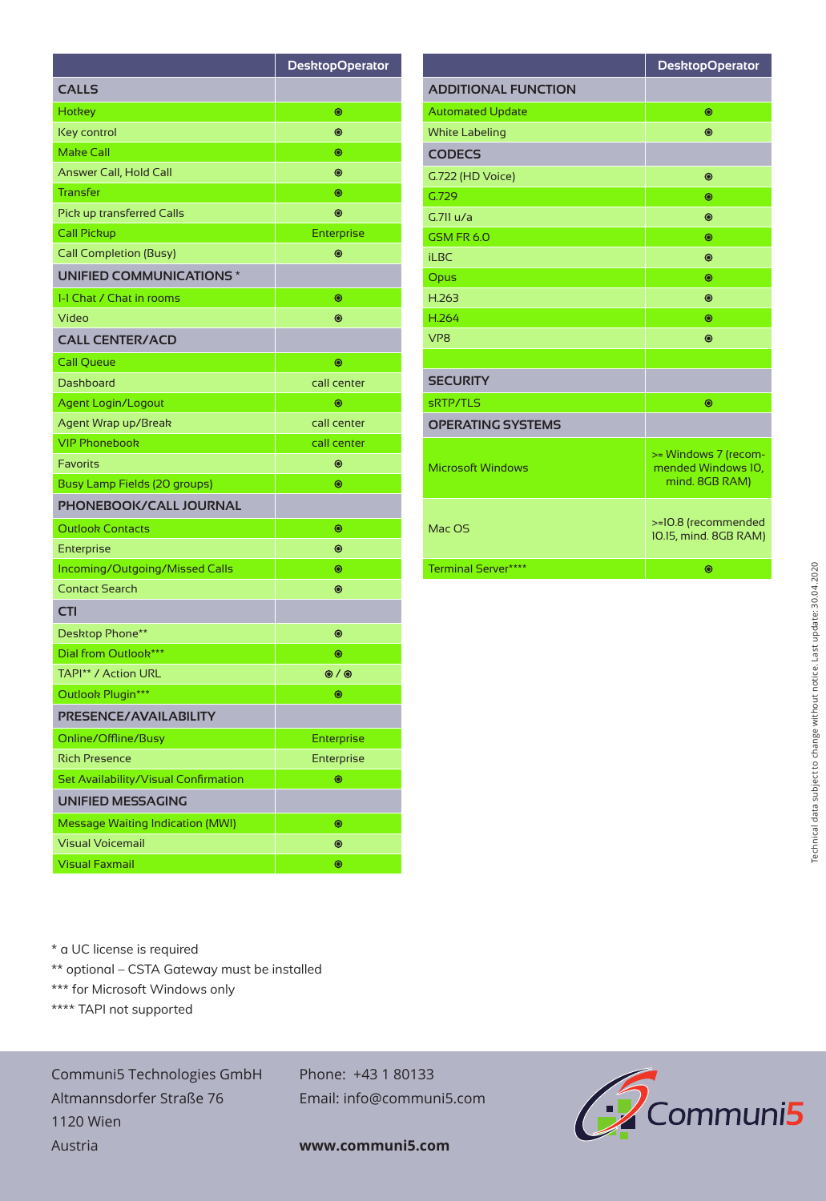| | DesktopOperator |
|---|---|
| **CALLS** | |
| Hotkey | ◉ |
| Key control | ◉ |
| Make Call | ◉ |
| Answer Call, Hold Call | ◉ |
| Transfer | ◉ |
| Pick up transferred Calls | ◉ |
| Call Pickup | Enterprise |
| Call Completion (Busy) | ◉ |
| **UNIFIED COMMUNICATIONS** * | |
| 1-1 Chat / Chat in rooms | ◉ |
| Video | ◉ |
| **CALL CENTER/ACD** | |
| Call Queue | ◉ |
| Dashboard | call center |
| Agent Login/Logout | ◉ |
| Agent Wrap up/Break | call center |
| VIP Phonebook | call center |
| Favorits | ◉ |
| Busy Lamp Fields (20 groups) | ◉ |
| **PHONEBOOK/CALL JOURNAL** | |
| Outlook Contacts | ◉ |
| Enterprise | ◉ |
| Incoming/Outgoing/Missed Calls | ◉ |
| Contact Search | ◉ |
| **CTI** | |
| Desktop Phone** | ◉ |
| Dial from Outlook*** | ◉ |
| TAPI** / Action URL | ◉ / ◉ |
| Outlook Plugin*** | ◉ |
| **PRESENCE/AVAILABILITY** | |
| Online/Offline/Busy | Enterprise |
| Rich Presence | Enterprise |
| Set Availability/Visual Confirmation | ◉ |
| **UNIFIED MESSAGING** | |
| Message Waiting Indication (MWI) | ◉ |
| Visual Voicemail | ◉ |
| Visual Faxmail | ◉ |

| | DesktopOperator |
|---|---|
| **ADDITIONAL FUNCTION** | |
| Automated Update | ◉ |
| White Labeling | ◉ |
| **CODECS** | |
| G.722 (HD Voice) | ◉ |
| G.729 | ◉ |
| G.711 u/a | ◉ |
| GSM FR 6.0 | ◉ |
| iLBC | ◉ |
| Opus | ◉ |
| H.263 | ◉ |
| H.264 | ◉ |
| VP8 | ◉ |
| | |
| **SECURITY** | |
| sRTP/TLS | ◉ |
| **OPERATING SYSTEMS** | |
| Microsoft Windows | >= Windows 7 (recommended Windows 10, mind. 8GB RAM) |
| Mac OS | >=10.8 (recommended 10.15, mind. 8GB RAM) |
| Terminal Server**** | ◉ |

* a UC license is required
** optional – CSTA Gateway must be installed
*** for Microsoft Windows only
**** TAPI not supported

Technical data subject to change without notice. Last update: 30.04.2020

Communi5 Technologies GmbH
Altmannsdorfer Straße 76
1120 Wien
Austria

Phone: +43 1 80133
Email: info@communi5.com

**www.communi5.com**